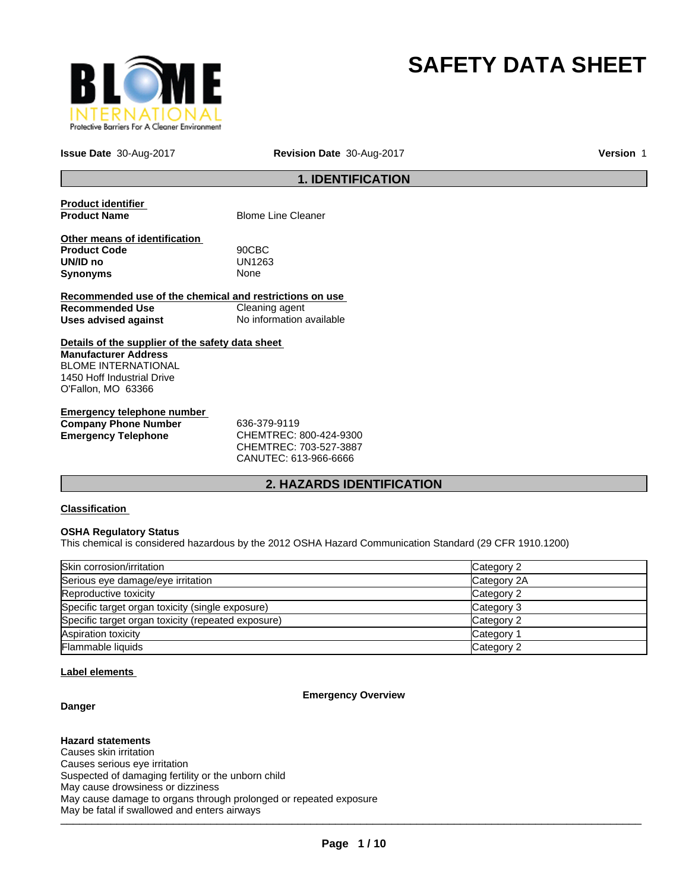# SAFETY DATA SHEET

**Issue Date** 30-Aug-2017 **Revision Date** 30-Aug-2017 **Version** 1

## 1. IDENTIFICATION

**Product identifier**

**Product Name** Blome Line Cleaner

**Other means of identification**

**Product Code** 90CBC
**UN/ID no** UN1263
**Synonyms** None

**Recommended use of the chemical and restrictions on use**

**Recommended Use** Cleaning agent
**Uses advised against** No information available

**Details of the supplier of the safety data sheet**

**Manufacturer Address**
BLOME INTERNATIONAL
1450 Hoff Industrial Drive
O'Fallon, MO 63366

**Emergency telephone number**

**Company Phone Number** 636-379-9119
**Emergency Telephone** CHEMTREC: 800-424-9300
CHEMTREC: 703-527-3887
CANUTEC: 613-966-6666

## 2. HAZARDS IDENTIFICATION

**Classification**

**OSHA Regulatory Status**
This chemical is considered hazardous by the 2012 OSHA Hazard Communication Standard (29 CFR 1910.1200)

| Hazard | Category |
|---|---|
| Skin corrosion/irritation | Category 2 |
| Serious eye damage/eye irritation | Category 2A |
| Reproductive toxicity | Category 2 |
| Specific target organ toxicity (single exposure) | Category 3 |
| Specific target organ toxicity (repeated exposure) | Category 2 |
| Aspiration toxicity | Category 1 |
| Flammable liquids | Category 2 |

**Label elements**

**Emergency Overview**

**Danger**

**Hazard statements**
Causes skin irritation
Causes serious eye irritation
Suspected of damaging fertility or the unborn child
May cause drowsiness or dizziness
May cause damage to organs through prolonged or repeated exposure
May be fatal if swallowed and enters airways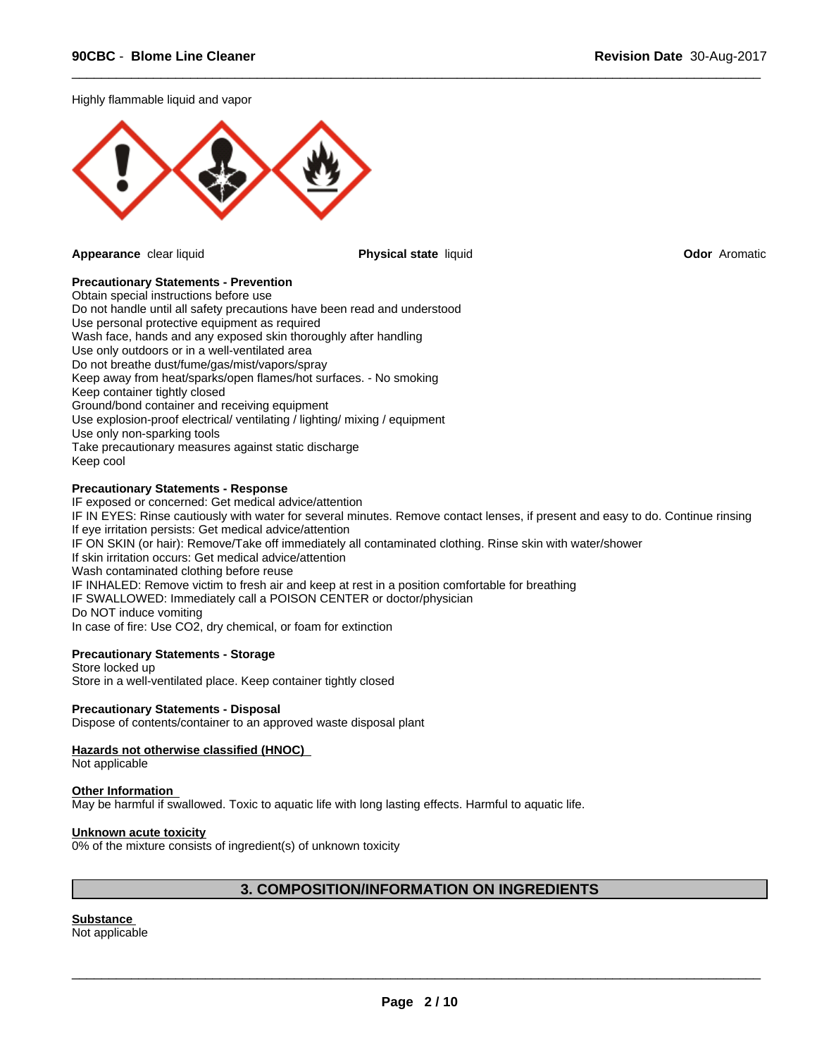Highly flammable liquid and vapor

**Appearance** clear liquid

**Physical state** liquid

**Odor** Aromatic

**Precautionary Statements - Prevention**

Obtain special instructions before use
Do not handle until all safety precautions have been read and understood
Use personal protective equipment as required
Wash face, hands and any exposed skin thoroughly after handling
Use only outdoors or in a well-ventilated area
Do not breathe dust/fume/gas/mist/vapors/spray
Keep away from heat/sparks/open flames/hot surfaces. - No smoking
Keep container tightly closed
Ground/bond container and receiving equipment
Use explosion-proof electrical/ ventilating / lighting/ mixing / equipment
Use only non-sparking tools
Take precautionary measures against static discharge
Keep cool

**Precautionary Statements - Response**

IF exposed or concerned: Get medical advice/attention
IF IN EYES: Rinse cautiously with water for several minutes. Remove contact lenses, if present and easy to do. Continue rinsing
If eye irritation persists: Get medical advice/attention
IF ON SKIN (or hair): Remove/Take off immediately all contaminated clothing. Rinse skin with water/shower
If skin irritation occurs: Get medical advice/attention
Wash contaminated clothing before reuse
IF INHALED: Remove victim to fresh air and keep at rest in a position comfortable for breathing
IF SWALLOWED: Immediately call a POISON CENTER or doctor/physician
Do NOT induce vomiting
In case of fire: Use CO2, dry chemical, or foam for extinction

**Precautionary Statements - Storage**

Store locked up
Store in a well-ventilated place. Keep container tightly closed

**Precautionary Statements - Disposal**

Dispose of contents/container to an approved waste disposal plant

**Hazards not otherwise classified (HNOC)**

Not applicable

**Other Information**

May be harmful if swallowed. Toxic to aquatic life with long lasting effects. Harmful to aquatic life.

**Unknown acute toxicity**

0% of the mixture consists of ingredient(s) of unknown toxicity

## 3. COMPOSITION/INFORMATION ON INGREDIENTS

**Substance**

Not applicable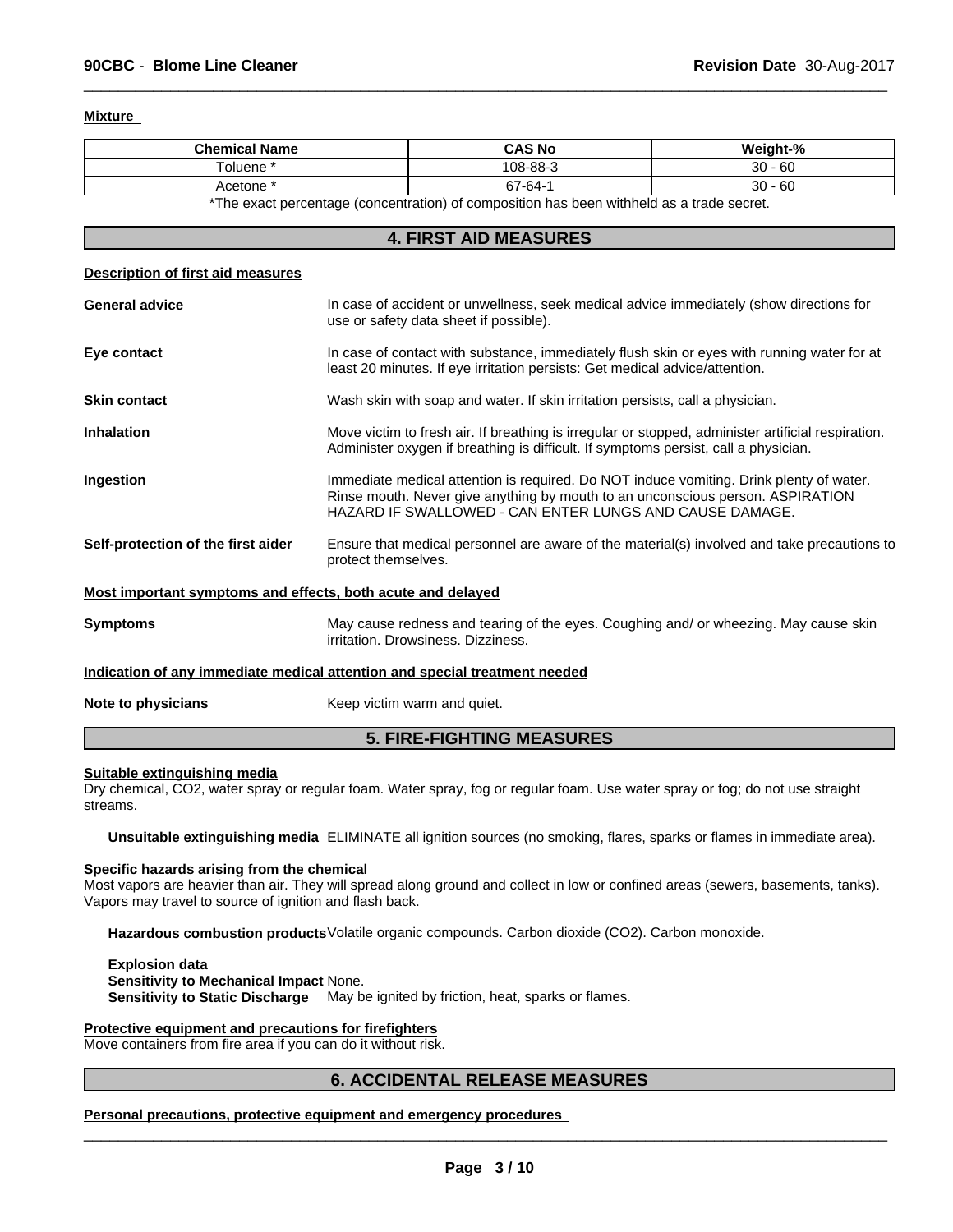**Mixture**

| Chemical Name | CAS No | Weight-% |
|---|---|---|
| Toluene * | 108-88-3 | 30 - 60 |
| Acetone * | 67-64-1 | 30 - 60 |

*The exact percentage (concentration) of composition has been withheld as a trade secret.

## 4. FIRST AID MEASURES

**Description of first aid measures**

**General advice** In case of accident or unwellness, seek medical advice immediately (show directions for use or safety data sheet if possible).

**Eye contact** In case of contact with substance, immediately flush skin or eyes with running water for at least 20 minutes. If eye irritation persists: Get medical advice/attention.

**Skin contact** Wash skin with soap and water. If skin irritation persists, call a physician.

**Inhalation** Move victim to fresh air. If breathing is irregular or stopped, administer artificial respiration. Administer oxygen if breathing is difficult. If symptoms persist, call a physician.

**Ingestion** Immediate medical attention is required. Do NOT induce vomiting. Drink plenty of water. Rinse mouth. Never give anything by mouth to an unconscious person. ASPIRATION HAZARD IF SWALLOWED - CAN ENTER LUNGS AND CAUSE DAMAGE.

**Self-protection of the first aider** Ensure that medical personnel are aware of the material(s) involved and take precautions to protect themselves.

**Most important symptoms and effects, both acute and delayed**

**Symptoms** May cause redness and tearing of the eyes. Coughing and/ or wheezing. May cause skin irritation. Drowsiness. Dizziness.

**Indication of any immediate medical attention and special treatment needed**

**Note to physicians** Keep victim warm and quiet.

## 5. FIRE-FIGHTING MEASURES

**Suitable extinguishing media**

Dry chemical, CO2, water spray or regular foam. Water spray, fog or regular foam. Use water spray or fog; do not use straight streams.

**Unsuitable extinguishing media** ELIMINATE all ignition sources (no smoking, flares, sparks or flames in immediate area).

**Specific hazards arising from the chemical**

Most vapors are heavier than air. They will spread along ground and collect in low or confined areas (sewers, basements, tanks). Vapors may travel to source of ignition and flash back.

**Hazardous combustion products** Volatile organic compounds. Carbon dioxide ($CO_2$). Carbon monoxide.

**Explosion data**
**Sensitivity to Mechanical Impact** None.
**Sensitivity to Static Discharge** May be ignited by friction, heat, sparks or flames.

**Protective equipment and precautions for firefighters**

Move containers from fire area if you can do it without risk.

## 6. ACCIDENTAL RELEASE MEASURES

**Personal precautions, protective equipment and emergency procedures**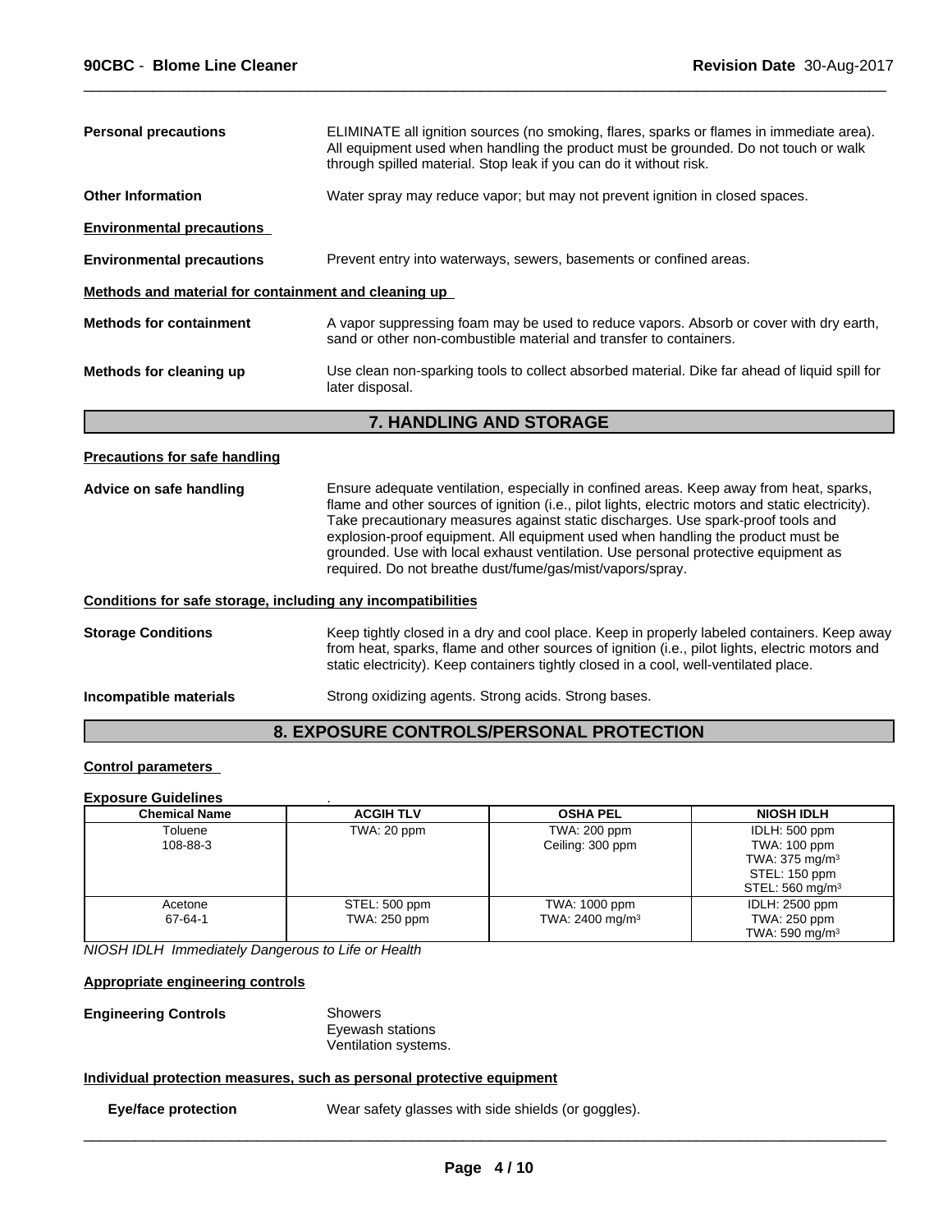**Personal precautions** ELIMINATE all ignition sources (no smoking, flares, sparks or flames in immediate area). All equipment used when handling the product must be grounded. Do not touch or walk through spilled material. Stop leak if you can do it without risk.

**Other Information** Water spray may reduce vapor; but may not prevent ignition in closed spaces.

**Environmental precautions**

**Environmental precautions** Prevent entry into waterways, sewers, basements or confined areas.

**Methods and material for containment and cleaning up**

**Methods for containment** A vapor suppressing foam may be used to reduce vapors. Absorb or cover with dry earth, sand or other non-combustible material and transfer to containers.

**Methods for cleaning up** Use clean non-sparking tools to collect absorbed material. Dike far ahead of liquid spill for later disposal.

## 7. HANDLING AND STORAGE

**Precautions for safe handling**

**Advice on safe handling** Ensure adequate ventilation, especially in confined areas. Keep away from heat, sparks, flame and other sources of ignition (i.e., pilot lights, electric motors and static electricity). Take precautionary measures against static discharges. Use spark-proof tools and explosion-proof equipment. All equipment used when handling the product must be grounded. Use with local exhaust ventilation. Use personal protective equipment as required. Do not breathe dust/fume/gas/mist/vapors/spray.

**Conditions for safe storage, including any incompatibilities**

**Storage Conditions** Keep tightly closed in a dry and cool place. Keep in properly labeled containers. Keep away from heat, sparks, flame and other sources of ignition (i.e., pilot lights, electric motors and static electricity). Keep containers tightly closed in a cool, well-ventilated place.

**Incompatible materials** Strong oxidizing agents. Strong acids. Strong bases.

## 8. EXPOSURE CONTROLS/PERSONAL PROTECTION

**Control parameters**

**Exposure Guidelines** .

| Chemical Name | ACGIH TLV | OSHA PEL | NIOSH IDLH |
|---|---|---|---|
| Toluene<br>108-88-3 | TWA: 20 ppm | TWA: 200 ppm<br>Ceiling: 300 ppm | IDLH: 500 ppm<br>TWA: 100 ppm<br>TWA: 375 mg/m$^3$<br>STEL: 150 ppm<br>STEL: 560 mg/m$^3$ |
| Acetone<br>67-64-1 | STEL: 500 ppm<br>TWA: 250 ppm | TWA: 1000 ppm<br>TWA: 2400 mg/m$^3$ | IDLH: 2500 ppm<br>TWA: 250 ppm<br>TWA: 590 mg/m$^3$ |

*NIOSH IDLH Immediately Dangerous to Life or Health*

**Appropriate engineering controls**

**Engineering Controls** Showers
Eyewash stations
Ventilation systems.

**Individual protection measures, such as personal protective equipment**

**Eye/face protection** Wear safety glasses with side shields (or goggles).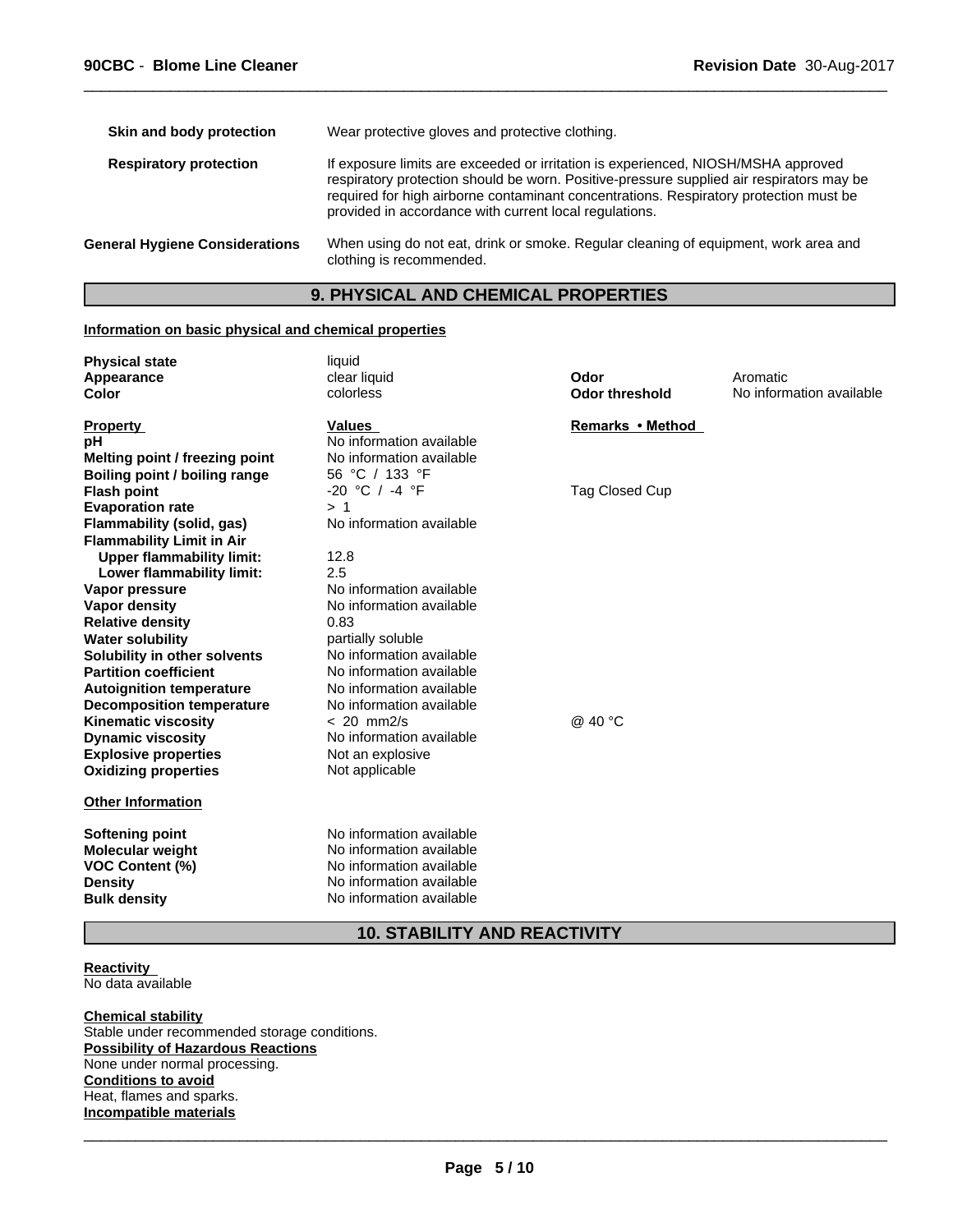| | |
|---|---|
| **Skin and body protection** | Wear protective gloves and protective clothing. |
| **Respiratory protection** | If exposure limits are exceeded or irritation is experienced, NIOSH/MSHA approved respiratory protection should be worn. Positive-pressure supplied air respirators may be required for high airborne contaminant concentrations. Respiratory protection must be provided in accordance with current local regulations. |
| **General Hygiene Considerations** | When using do not eat, drink or smoke. Regular cleaning of equipment, work area and clothing is recommended. |

## 9. PHYSICAL AND CHEMICAL PROPERTIES

**Information on basic physical and chemical properties**

| | | | |
|---|---|---|---|
| **Physical state** | liquid | | |
| **Appearance** | clear liquid | **Odor** | Aromatic |
| **Color** | colorless | **Odor threshold** | No information available |

| **Property** | **Values** | **Remarks • Method** |
|---|---|---|
| **pH** | No information available | |
| **Melting point / freezing point** | No information available | |
| **Boiling point / boiling range** | 56 °C / 133 °F | |
| **Flash point** | -20 °C / -4 °F | Tag Closed Cup |
| **Evaporation rate** | > 1 | |
| **Flammability (solid, gas)** | No information available | |
| **Flammability Limit in Air** | | |
| **Upper flammability limit:** | 12.8 | |
| **Lower flammability limit:** | 2.5 | |
| **Vapor pressure** | No information available | |
| **Vapor density** | No information available | |
| **Relative density** | 0.83 | |
| **Water solubility** | partially soluble | |
| **Solubility in other solvents** | No information available | |
| **Partition coefficient** | No information available | |
| **Autoignition temperature** | No information available | |
| **Decomposition temperature** | No information available | |
| **Kinematic viscosity** | < 20 mm2/s | @ 40 °C |
| **Dynamic viscosity** | No information available | |
| **Explosive properties** | Not an explosive | |
| **Oxidizing properties** | Not applicable | |

**Other Information**

| | |
|---|---|
| **Softening point** | No information available |
| **Molecular weight** | No information available |
| **VOC Content (%)** | No information available |
| **Density** | No information available |
| **Bulk density** | No information available |

## 10. STABILITY AND REACTIVITY

**Reactivity**
No data available

**Chemical stability**
Stable under recommended storage conditions.

**Possibility of Hazardous Reactions**
None under normal processing.

**Conditions to avoid**
Heat, flames and sparks.

**Incompatible materials**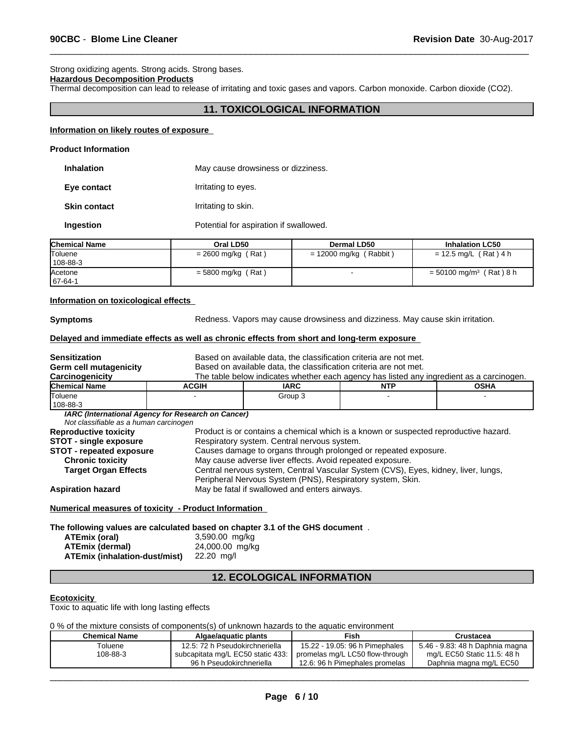Strong oxidizing agents. Strong acids. Strong bases.

**Hazardous Decomposition Products**

Thermal decomposition can lead to release of irritating and toxic gases and vapors. Carbon monoxide. Carbon dioxide ($CO_2$).

## 11. TOXICOLOGICAL INFORMATION

**Information on likely routes of exposure**

**Product Information**

**Inhalation** May cause drowsiness or dizziness.

**Eye contact** Irritating to eyes.

**Skin contact** Irritating to skin.

**Ingestion** Potential for aspiration if swallowed.

| Chemical Name | Oral LD50 | Dermal LD50 | Inhalation LC50 |
|---|---|---|---|
| Toluene<br>108-88-3 | = 2600 mg/kg ( Rat ) | = 12000 mg/kg ( Rabbit ) | = 12.5 mg/L ( Rat ) 4 h |
| Acetone<br>67-64-1 | = 5800 mg/kg ( Rat ) | - | = 50100 mg/m³ ( Rat ) 8 h |

**Information on toxicological effects**

**Symptoms** Redness. Vapors may cause drowsiness and dizziness. May cause skin irritation.

**Delayed and immediate effects as well as chronic effects from short and long-term exposure**

**Sensitization** Based on available data, the classification criteria are not met.

**Germ cell mutagenicity** Based on available data, the classification criteria are not met.

**Carcinogenicity** The table below indicates whether each agency has listed any ingredient as a carcinogen.

| Chemical Name | ACGIH | IARC | NTP | OSHA |
|---|---|---|---|---|
| Toluene<br>108-88-3 | - | Group 3 | - | - |

***IARC (International Agency for Research on Cancer)***

*Not classifiable as a human carcinogen*

**Reproductive toxicity** Product is or contains a chemical which is a known or suspected reproductive hazard.

**STOT - single exposure** Respiratory system. Central nervous system.

**STOT - repeated exposure** Causes damage to organs through prolonged or repeated exposure.

**Chronic toxicity** May cause adverse liver effects. Avoid repeated exposure.

**Target Organ Effects** Central nervous system, Central Vascular System (CVS), Eyes, kidney, liver, lungs, Peripheral Nervous System (PNS), Respiratory system, Skin.

**Aspiration hazard** May be fatal if swallowed and enters airways.

**Numerical measures of toxicity - Product Information**

**The following values are calculated based on chapter 3.1 of the GHS document** .

**ATEmix (oral)** 3,590.00 mg/kg

**ATEmix (dermal)** 24,000.00 mg/kg

**ATEmix (inhalation-dust/mist)** 22.20 mg/l

## 12. ECOLOGICAL INFORMATION

**Ecotoxicity**

Toxic to aquatic life with long lasting effects

0 % of the mixture consists of components(s) of unknown hazards to the aquatic environment

| Chemical Name | Algae/aquatic plants | Fish | Crustacea |
|---|---|---|---|
| Toluene<br>108-88-3 | 12.5: 72 h Pseudokirchneriella subcapitata mg/L EC50 static 433: 96 h Pseudokirchneriella | 15.22 - 19.05: 96 h Pimephales promelas mg/L LC50 flow-through 12.6: 96 h Pimephales promelas | 5.46 - 9.83: 48 h Daphnia magna mg/L EC50 Static 11.5: 48 h Daphnia magna mg/L EC50 |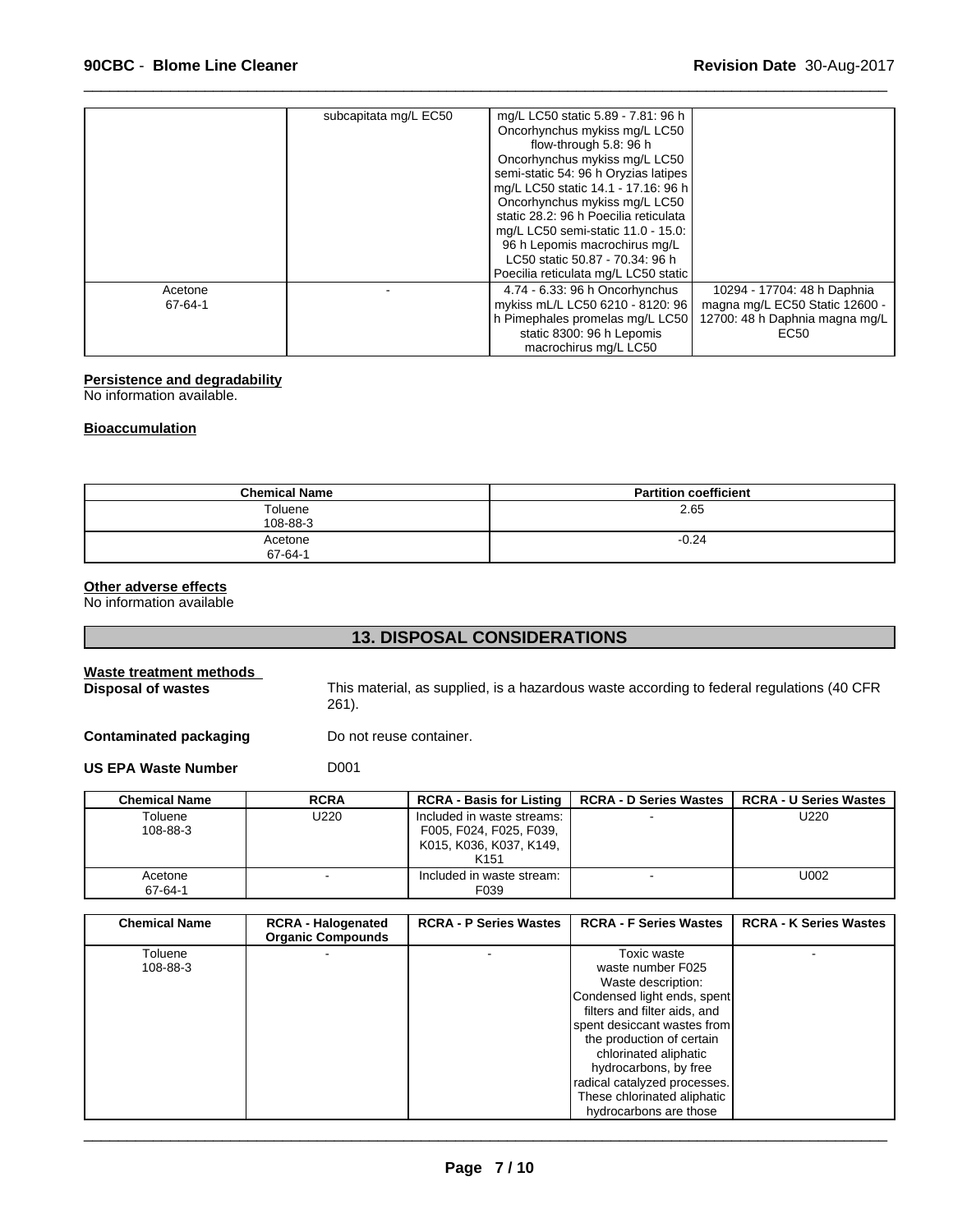| | subcapitata mg/L EC50 | mg/L LC50 static 5.89 - 7.81: 96 h Oncorhynchus mykiss mg/L LC50 flow-through 5.8: 96 h Oncorhynchus mykiss mg/L LC50 semi-static 54: 96 h Oryzias latipes mg/L LC50 static 14.1 - 17.16: 96 h Oncorhynchus mykiss mg/L LC50 static 28.2: 96 h Poecilia reticulata mg/L LC50 semi-static 11.0 - 15.0: 96 h Lepomis macrochirus mg/L LC50 static 50.87 - 70.34: 96 h Poecilia reticulata mg/L LC50 static | |
|---|---|---|---|
| Acetone<br>67-64-1 | - | 4.74 - 6.33: 96 h Oncorhynchus mykiss mL/L LC50 6210 - 8120: 96 h Pimephales promelas mg/L LC50 static 8300: 96 h Lepomis macrochirus mg/L LC50 | 10294 - 17704: 48 h Daphnia magna mg/L EC50 Static 12600 - 12700: 48 h Daphnia magna mg/L EC50 |

**Persistence and degradability**

No information available.

**Bioaccumulation**

| Chemical Name | Partition coefficient |
|---|---|
| Toluene<br>108-88-3 | 2.65 |
| Acetone<br>67-64-1 | -0.24 |

**Other adverse effects**

No information available

## 13. DISPOSAL CONSIDERATIONS

**Waste treatment methods**

**Disposal of wastes** This material, as supplied, is a hazardous waste according to federal regulations (40 CFR 261).

**Contaminated packaging** Do not reuse container.

**US EPA Waste Number** D001

| Chemical Name | RCRA | RCRA - Basis for Listing | RCRA - D Series Wastes | RCRA - U Series Wastes |
|---|---|---|---|---|
| Toluene<br>108-88-3 | U220 | Included in waste streams: F005, F024, F025, F039, K015, K036, K037, K149, K151 | - | U220 |
| Acetone<br>67-64-1 | - | Included in waste stream: F039 | - | U002 |

| Chemical Name | RCRA - Halogenated Organic Compounds | RCRA - P Series Wastes | RCRA - F Series Wastes | RCRA - K Series Wastes |
|---|---|---|---|---|
| Toluene<br>108-88-3 | - | - | Toxic waste waste number F025 Waste description: Condensed light ends, spent filters and filter aids, and spent desiccant wastes from the production of certain chlorinated aliphatic hydrocarbons, by free radical catalyzed processes. These chlorinated aliphatic hydrocarbons are those | - |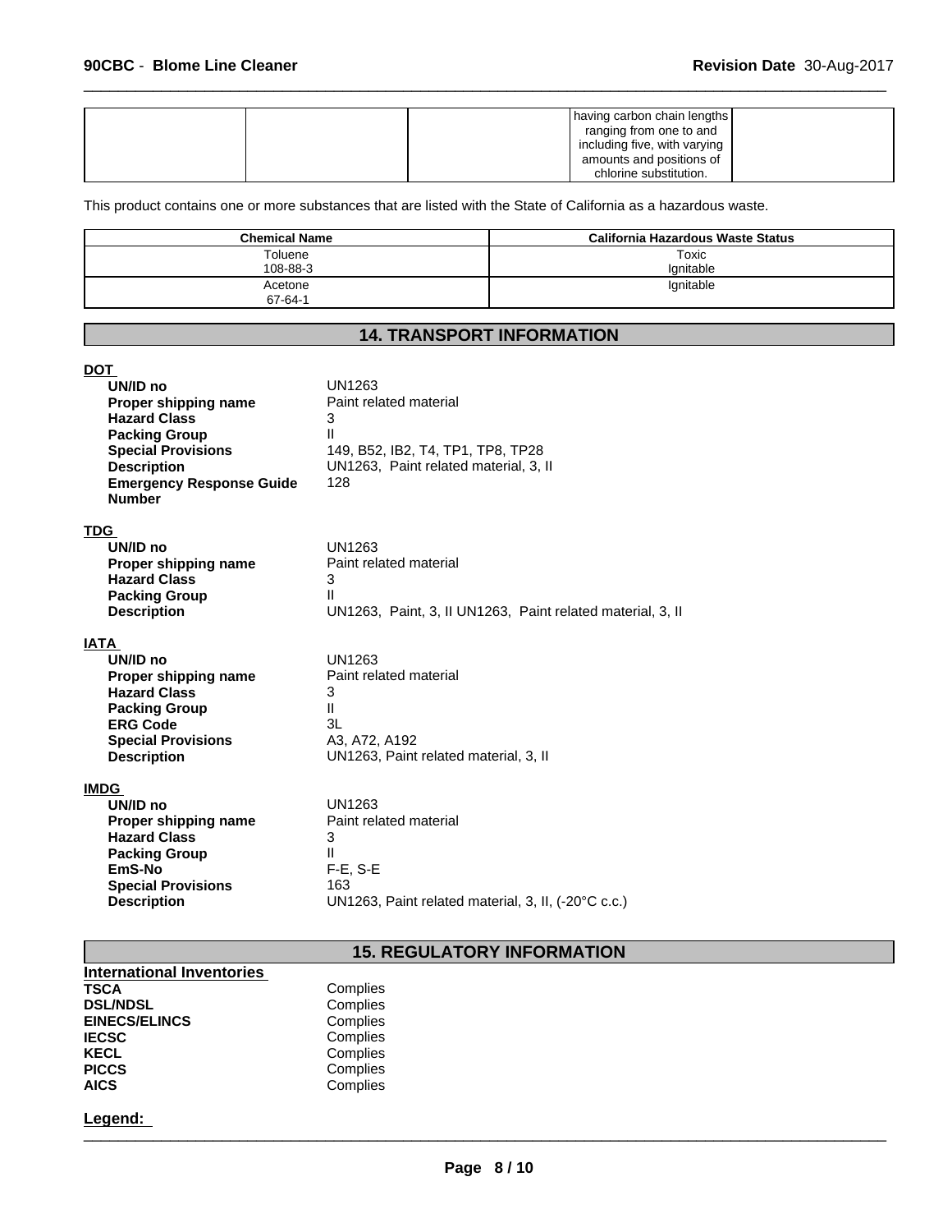| | | | having carbon chain lengths ranging from one to and including five, with varying amounts and positions of chlorine substitution. | |
|---|---|---|---|---|

This product contains one or more substances that are listed with the State of California as a hazardous waste.

| Chemical Name | California Hazardous Waste Status |
|---|---|
| Toluene<br>108-88-3 | Toxic<br>Ignitable |
| Acetone<br>67-64-1 | Ignitable |

## 14. TRANSPORT INFORMATION

**DOT**

| | |
|---|---|
| **UN/ID no** | UN1263 |
| **Proper shipping name** | Paint related material |
| **Hazard Class** | 3 |
| **Packing Group** | II |
| **Special Provisions** | 149, B52, IB2, T4, TP1, TP8, TP28 |
| **Description** | UN1263, Paint related material, 3, II |
| **Emergency Response Guide Number** | 128 |

**TDG**

| | |
|---|---|
| **UN/ID no** | UN1263 |
| **Proper shipping name** | Paint related material |
| **Hazard Class** | 3 |
| **Packing Group** | II |
| **Description** | UN1263, Paint, 3, II UN1263, Paint related material, 3, II |

**IATA**

| | |
|---|---|
| **UN/ID no** | UN1263 |
| **Proper shipping name** | Paint related material |
| **Hazard Class** | 3 |
| **Packing Group** | II |
| **ERG Code** | 3L |
| **Special Provisions** | A3, A72, A192 |
| **Description** | UN1263, Paint related material, 3, II |

**IMDG**

| | |
|---|---|
| **UN/ID no** | UN1263 |
| **Proper shipping name** | Paint related material |
| **Hazard Class** | 3 |
| **Packing Group** | II |
| **EmS-No** | F-E, S-E |
| **Special Provisions** | 163 |
| **Description** | UN1263, Paint related material, 3, II, (-20°C c.c.) |

## 15. REGULATORY INFORMATION

**International Inventories**

| | |
|---|---|
| **TSCA** | Complies |
| **DSL/NDSL** | Complies |
| **EINECS/ELINCS** | Complies |
| **IECSC** | Complies |
| **KECL** | Complies |
| **PICCS** | Complies |
| **AICS** | Complies |

**Legend:**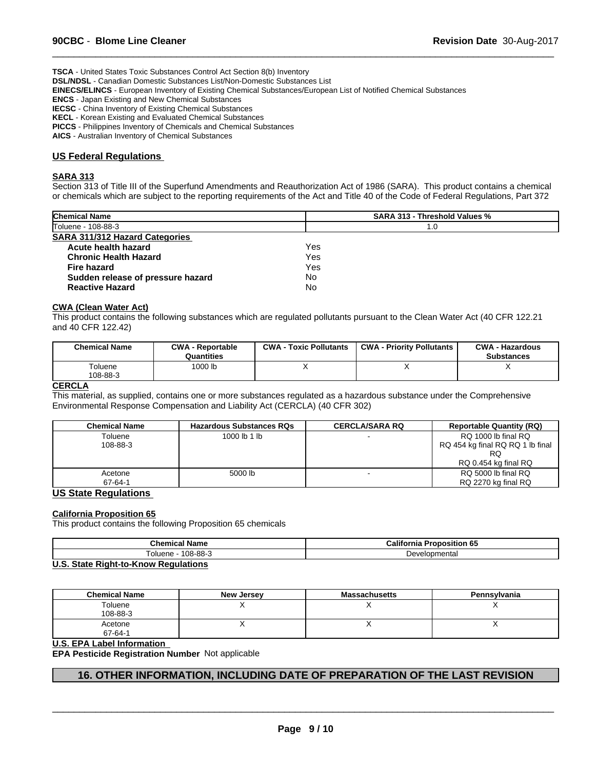**TSCA** - United States Toxic Substances Control Act Section 8(b) Inventory
**DSL/NDSL** - Canadian Domestic Substances List/Non-Domestic Substances List
**EINECS/ELINCS** - European Inventory of Existing Chemical Substances/European List of Notified Chemical Substances
**ENCS** - Japan Existing and New Chemical Substances
**IECSC** - China Inventory of Existing Chemical Substances
**KECL** - Korean Existing and Evaluated Chemical Substances
**PICCS** - Philippines Inventory of Chemicals and Chemical Substances
**AICS** - Australian Inventory of Chemical Substances

## US Federal Regulations

### SARA 313

Section 313 of Title III of the Superfund Amendments and Reauthorization Act of 1986 (SARA). This product contains a chemical or chemicals which are subject to the reporting requirements of the Act and Title 40 of the Code of Federal Regulations, Part 372

| Chemical Name | SARA 313 - Threshold Values % |
|---|---|
| Toluene - 108-88-3 | 1.0 |

**SARA 311/312 Hazard Categories**

| | |
|---|---|
| **Acute health hazard** | Yes |
| **Chronic Health Hazard** | Yes |
| **Fire hazard** | Yes |
| **Sudden release of pressure hazard** | No |
| **Reactive Hazard** | No |

### CWA (Clean Water Act)

This product contains the following substances which are regulated pollutants pursuant to the Clean Water Act (40 CFR 122.21 and 40 CFR 122.42)

| Chemical Name | CWA - Reportable Quantities | CWA - Toxic Pollutants | CWA - Priority Pollutants | CWA - Hazardous Substances |
|---|---|---|---|---|
| Toluene 108-88-3 | 1000 lb | X | X | X |

### CERCLA

This material, as supplied, contains one or more substances regulated as a hazardous substance under the Comprehensive Environmental Response Compensation and Liability Act (CERCLA) (40 CFR 302)

| Chemical Name | Hazardous Substances RQs | CERCLA/SARA RQ | Reportable Quantity (RQ) |
|---|---|---|---|
| Toluene 108-88-3 | 1000 lb 1 lb | - | RQ 1000 lb final RQ RQ 454 kg final RQ RQ 1 lb final RQ RQ 0.454 kg final RQ |
| Acetone 67-64-1 | 5000 lb | - | RQ 5000 lb final RQ RQ 2270 kg final RQ |

## US State Regulations

### California Proposition 65

This product contains the following Proposition 65 chemicals

| Chemical Name | California Proposition 65 |
|---|---|
| Toluene - 108-88-3 | Developmental |

### U.S. State Right-to-Know Regulations

| Chemical Name | New Jersey | Massachusetts | Pennsylvania |
|---|---|---|---|
| Toluene 108-88-3 | X | X | X |
| Acetone 67-64-1 | X | X | X |

### U.S. EPA Label Information

**EPA Pesticide Registration Number** Not applicable

## 16. OTHER INFORMATION, INCLUDING DATE OF PREPARATION OF THE LAST REVISION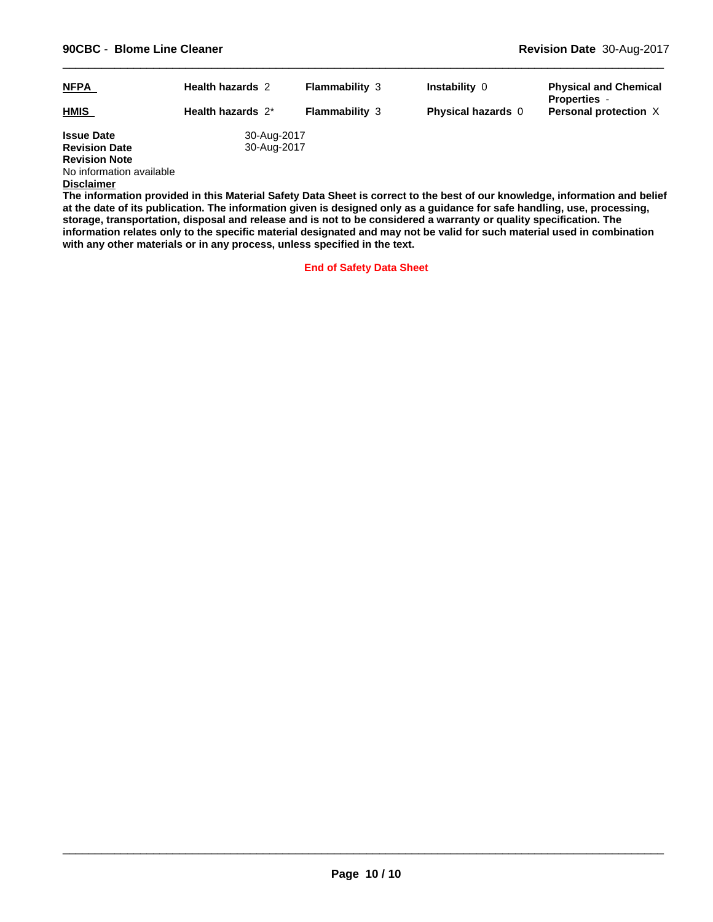| | | | | |
|---|---|---|---|---|
| **NFPA** | **Health hazards** 2 | **Flammability** 3 | **Instability** 0 | **Physical and Chemical Properties** - |
| **HMIS** | **Health hazards** 2* | **Flammability** 3 | **Physical hazards** 0 | **Personal protection** X |

**Issue Date** 30-Aug-2017

**Revision Date** 30-Aug-2017

**Revision Note**

No information available

**Disclaimer**

**The information provided in this Material Safety Data Sheet is correct to the best of our knowledge, information and belief at the date of its publication. The information given is designed only as a guidance for safe handling, use, processing, storage, transportation, disposal and release and is not to be considered a warranty or quality specification. The information relates only to the specific material designated and may not be valid for such material used in combination with any other materials or in any process, unless specified in the text.**

**End of Safety Data Sheet**